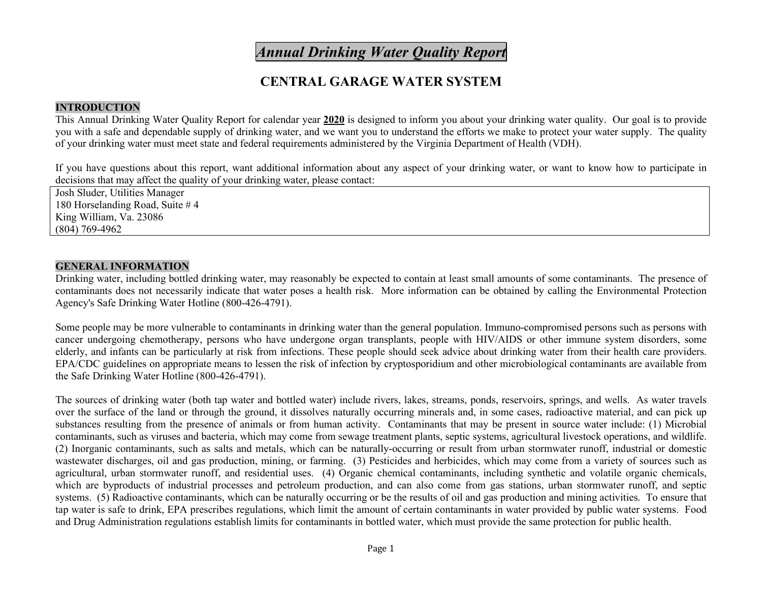# *Annual Drinking Water Quality Report*

## CENTRAL GARAGE WATER SYSTEM

### INTRODUCTION

This Annual Drinking Water Quality Report for calendar year **2020** is designed to inform you about your drinking water quality. Our goal is to provide you with a safe and dependable supply of drinking water, and we want you to understand the efforts we make to protect your water supply. The quality of your drinking water must meet state and federal requirements administered by the Virginia Department of Health (VDH).

If you have questions about this report, want additional information about any aspect of your drinking water, or want to know how to participate in decisions that may affect the quality of your drinking water, please contact:

Josh Sluder, Utilities Manager
180 Horselanding Road, Suite # 4
King William, Va. 23086
(804) 769-4962

### GENERAL INFORMATION

Drinking water, including bottled drinking water, may reasonably be expected to contain at least small amounts of some contaminants. The presence of contaminants does not necessarily indicate that water poses a health risk. More information can be obtained by calling the Environmental Protection Agency's Safe Drinking Water Hotline (800-426-4791).

Some people may be more vulnerable to contaminants in drinking water than the general population. Immuno-compromised persons such as persons with cancer undergoing chemotherapy, persons who have undergone organ transplants, people with HIV/AIDS or other immune system disorders, some elderly, and infants can be particularly at risk from infections. These people should seek advice about drinking water from their health care providers. EPA/CDC guidelines on appropriate means to lessen the risk of infection by cryptosporidium and other microbiological contaminants are available from the Safe Drinking Water Hotline (800-426-4791).

The sources of drinking water (both tap water and bottled water) include rivers, lakes, streams, ponds, reservoirs, springs, and wells. As water travels over the surface of the land or through the ground, it dissolves naturally occurring minerals and, in some cases, radioactive material, and can pick up substances resulting from the presence of animals or from human activity. Contaminants that may be present in source water include: (1) Microbial contaminants, such as viruses and bacteria, which may come from sewage treatment plants, septic systems, agricultural livestock operations, and wildlife. (2) Inorganic contaminants, such as salts and metals, which can be naturally-occurring or result from urban stormwater runoff, industrial or domestic wastewater discharges, oil and gas production, mining, or farming. (3) Pesticides and herbicides, which may come from a variety of sources such as agricultural, urban stormwater runoff, and residential uses. (4) Organic chemical contaminants, including synthetic and volatile organic chemicals, which are byproducts of industrial processes and petroleum production, and can also come from gas stations, urban stormwater runoff, and septic systems. (5) Radioactive contaminants, which can be naturally occurring or be the results of oil and gas production and mining activities. To ensure that tap water is safe to drink, EPA prescribes regulations, which limit the amount of certain contaminants in water provided by public water systems. Food and Drug Administration regulations establish limits for contaminants in bottled water, which must provide the same protection for public health.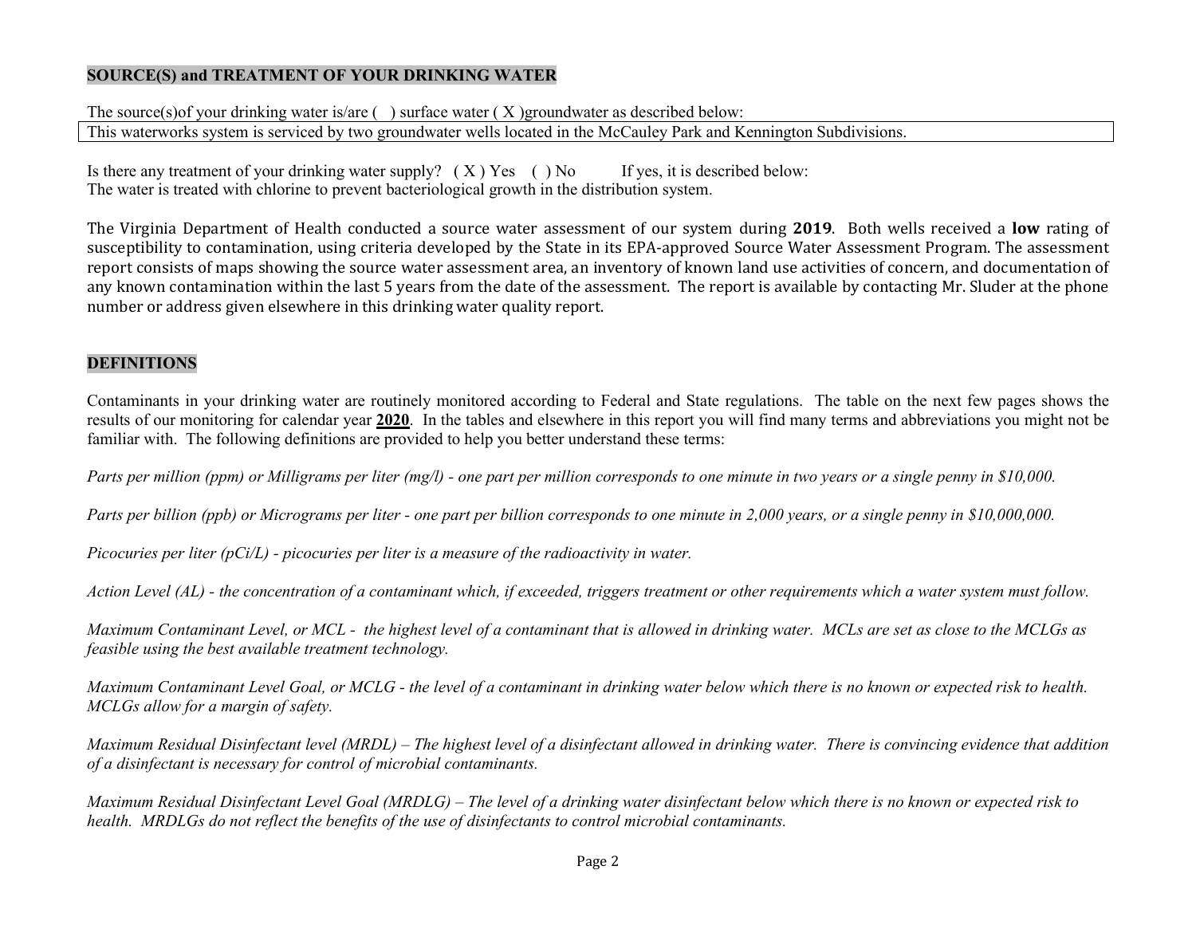## SOURCE(S) and TREATMENT OF YOUR DRINKING WATER

The source(s)of your drinking water is/are (  ) surface water ( X )groundwater as described below:

| This waterworks system is serviced by two groundwater wells located in the McCauley Park and Kennington Subdivisions. |
|---|

Is there any treatment of your drinking water supply?  ( X ) Yes   ( ) No    If yes, it is described below:
The water is treated with chlorine to prevent bacteriological growth in the distribution system.

The Virginia Department of Health conducted a source water assessment of our system during **2019**. Both wells received a **low** rating of susceptibility to contamination, using criteria developed by the State in its EPA-approved Source Water Assessment Program. The assessment report consists of maps showing the source water assessment area, an inventory of known land use activities of concern, and documentation of any known contamination within the last 5 years from the date of the assessment. The report is available by contacting Mr. Sluder at the phone number or address given elsewhere in this drinking water quality report.

## DEFINITIONS

Contaminants in your drinking water are routinely monitored according to Federal and State regulations. The table on the next few pages shows the results of our monitoring for calendar year **2020**. In the tables and elsewhere in this report you will find many terms and abbreviations you might not be familiar with. The following definitions are provided to help you better understand these terms:

*Parts per million (ppm) or Milligrams per liter (mg/l) - one part per million corresponds to one minute in two years or a single penny in $10,000.*

*Parts per billion (ppb) or Micrograms per liter - one part per billion corresponds to one minute in 2,000 years, or a single penny in $10,000,000.*

*Picocuries per liter (pCi/L) - picocuries per liter is a measure of the radioactivity in water.*

*Action Level (AL) - the concentration of a contaminant which, if exceeded, triggers treatment or other requirements which a water system must follow.*

*Maximum Contaminant Level, or MCL - the highest level of a contaminant that is allowed in drinking water. MCLs are set as close to the MCLGs as feasible using the best available treatment technology.*

*Maximum Contaminant Level Goal, or MCLG - the level of a contaminant in drinking water below which there is no known or expected risk to health. MCLGs allow for a margin of safety.*

*Maximum Residual Disinfectant level (MRDL) – The highest level of a disinfectant allowed in drinking water. There is convincing evidence that addition of a disinfectant is necessary for control of microbial contaminants.*

*Maximum Residual Disinfectant Level Goal (MRDLG) – The level of a drinking water disinfectant below which there is no known or expected risk to health. MRDLGs do not reflect the benefits of the use of disinfectants to control microbial contaminants.*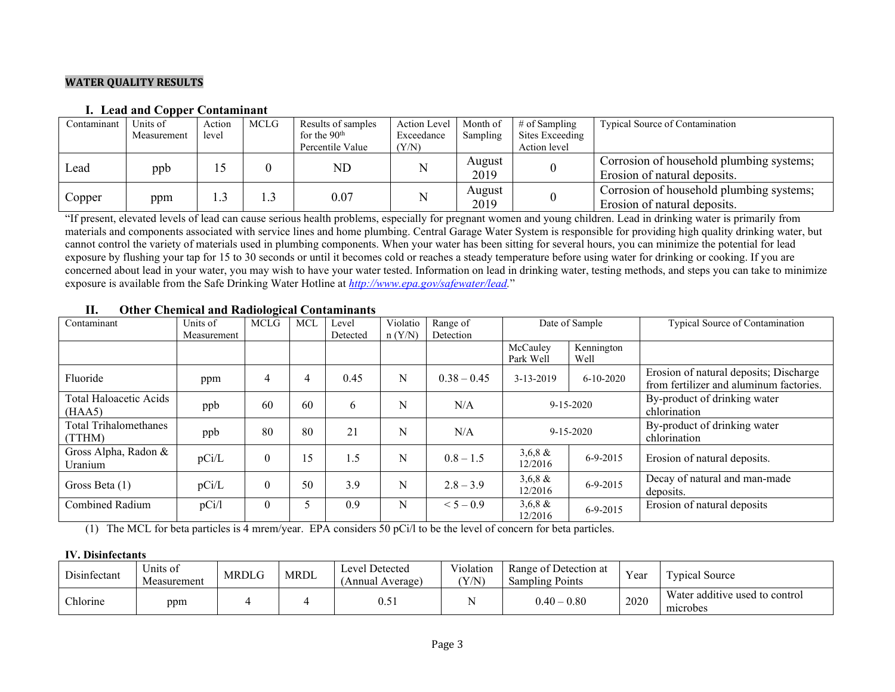## WATER QUALITY RESULTS

### I. Lead and Copper Contaminant

| Contaminant | Units of Measurement | Action level | MCLG | Results of samples for the 90th Percentile Value | Action Level Exceedance (Y/N) | Month of Sampling | # of Sampling Sites Exceeding Action level | Typical Source of Contamination |
|---|---|---|---|---|---|---|---|---|
| Lead | ppb | 15 | 0 | ND | N | August 2019 | 0 | Corrosion of household plumbing systems; Erosion of natural deposits. |
| Copper | ppm | 1.3 | 1.3 | 0.07 | N | August 2019 | 0 | Corrosion of household plumbing systems; Erosion of natural deposits. |

"If present, elevated levels of lead can cause serious health problems, especially for pregnant women and young children. Lead in drinking water is primarily from materials and components associated with service lines and home plumbing. Central Garage Water System is responsible for providing high quality drinking water, but cannot control the variety of materials used in plumbing components. When your water has been sitting for several hours, you can minimize the potential for lead exposure by flushing your tap for 15 to 30 seconds or until it becomes cold or reaches a steady temperature before using water for drinking or cooking. If you are concerned about lead in your water, you may wish to have your water tested. Information on lead in drinking water, testing methods, and steps you can take to minimize exposure is available from the Safe Drinking Water Hotline at *http://www.epa.gov/safewater/lead*."

### II. Other Chemical and Radiological Contaminants

| Contaminant | Units of Measurement | MCLG | MCL | Level Detected | Violation (Y/N) | Range of Detection | Date of Sample | | Typical Source of Contamination |
|---|---|---|---|---|---|---|---|---|---|
| | | | | | | | McCauley Park Well | Kennington Well | |
| Fluoride | ppm | 4 | 4 | 0.45 | N | 0.38 – 0.45 | 3-13-2019 | 6-10-2020 | Erosion of natural deposits; Discharge from fertilizer and aluminum factories. |
| Total Haloacetic Acids (HAA5) | ppb | 60 | 60 | 6 | N | N/A | 9-15-2020 | | By-product of drinking water chlorination |
| Total Trihalomethanes (TTHM) | ppb | 80 | 80 | 21 | N | N/A | 9-15-2020 | | By-product of drinking water chlorination |
| Gross Alpha, Radon & Uranium | pCi/L | 0 | 15 | 1.5 | N | 0.8 – 1.5 | 3,6,8 & 12/2016 | 6-9-2015 | Erosion of natural deposits. |
| Gross Beta (1) | pCi/L | 0 | 50 | 3.9 | N | 2.8 – 3.9 | 3,6,8 & 12/2016 | 6-9-2015 | Decay of natural and man-made deposits. |
| Combined Radium | pCi/l | 0 | 5 | 0.9 | N | < 5 – 0.9 | 3,6,8 & 12/2016 | 6-9-2015 | Erosion of natural deposits |

(1) The MCL for beta particles is 4 mrem/year. EPA considers 50 pCi/l to be the level of concern for beta particles.

### IV. Disinfectants

| Disinfectant | Units of Measurement | MRDLG | MRDL | Level Detected (Annual Average) | Violation (Y/N) | Range of Detection at Sampling Points | Year | Typical Source |
|---|---|---|---|---|---|---|---|---|
| Chlorine | ppm | 4 | 4 | 0.51 | N | 0.40 – 0.80 | 2020 | Water additive used to control microbes |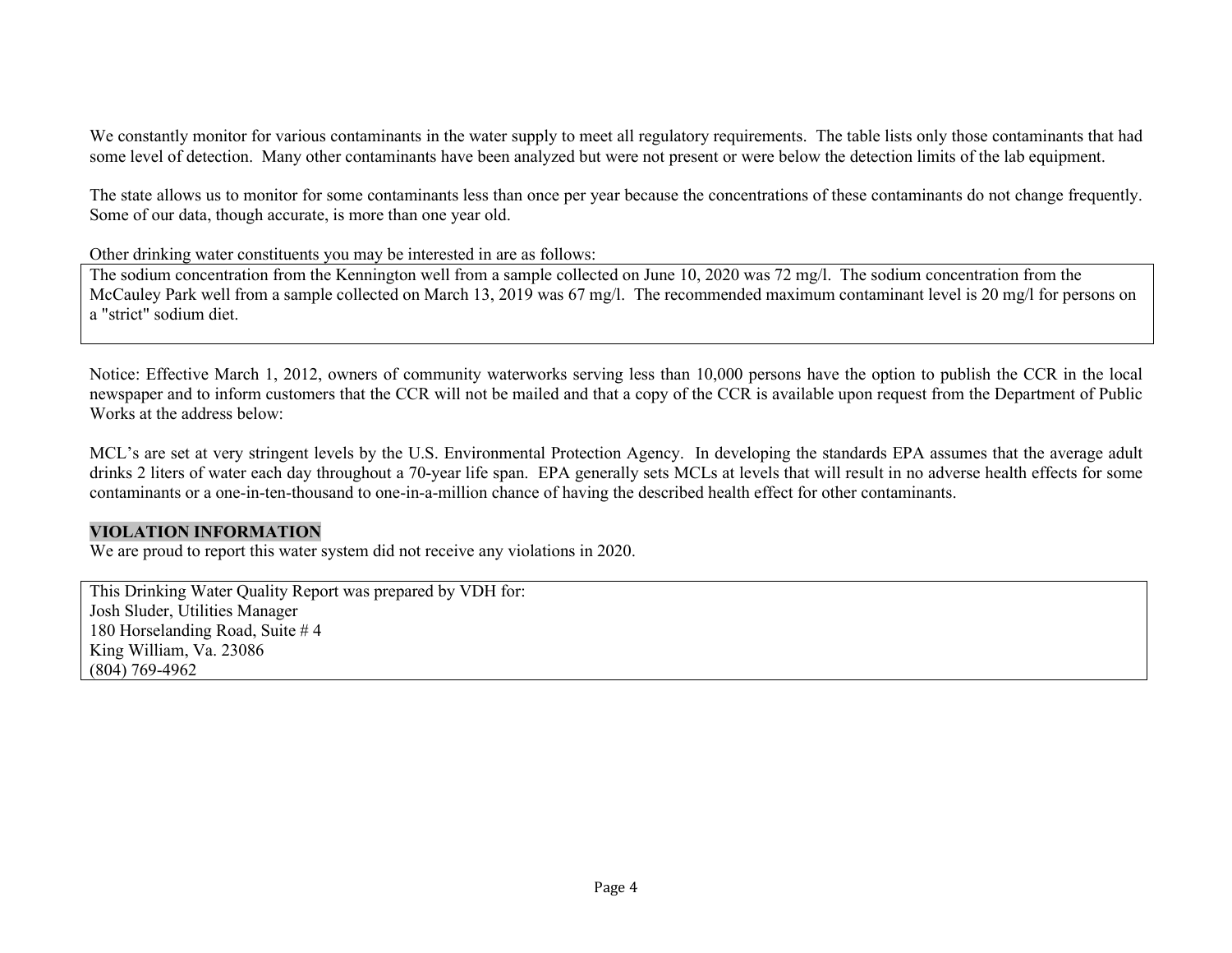We constantly monitor for various contaminants in the water supply to meet all regulatory requirements. The table lists only those contaminants that had some level of detection. Many other contaminants have been analyzed but were not present or were below the detection limits of the lab equipment.

The state allows us to monitor for some contaminants less than once per year because the concentrations of these contaminants do not change frequently. Some of our data, though accurate, is more than one year old.

Other drinking water constituents you may be interested in are as follows:

The sodium concentration from the Kennington well from a sample collected on June 10, 2020 was 72 mg/l. The sodium concentration from the McCauley Park well from a sample collected on March 13, 2019 was 67 mg/l. The recommended maximum contaminant level is 20 mg/l for persons on a "strict" sodium diet.

Notice: Effective March 1, 2012, owners of community waterworks serving less than 10,000 persons have the option to publish the CCR in the local newspaper and to inform customers that the CCR will not be mailed and that a copy of the CCR is available upon request from the Department of Public Works at the address below:

MCL's are set at very stringent levels by the U.S. Environmental Protection Agency. In developing the standards EPA assumes that the average adult drinks 2 liters of water each day throughout a 70-year life span. EPA generally sets MCLs at levels that will result in no adverse health effects for some contaminants or a one-in-ten-thousand to one-in-a-million chance of having the described health effect for other contaminants.

**VIOLATION INFORMATION**

We are proud to report this water system did not receive any violations in 2020.

This Drinking Water Quality Report was prepared by VDH for:
Josh Sluder, Utilities Manager
180 Horselanding Road, Suite # 4
King William, Va. 23086
(804) 769-4962